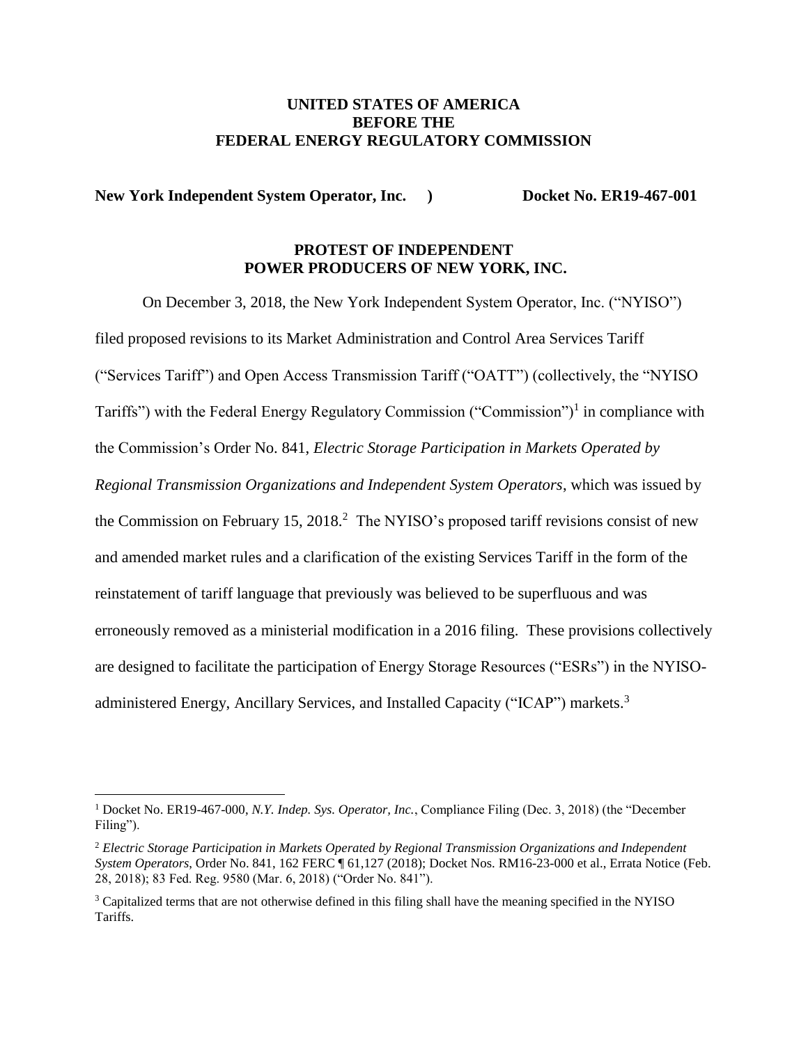**UNITED STATES OF AMERICA**
**BEFORE THE**
**FEDERAL ENERGY REGULATORY COMMISSION**

**New York Independent System Operator, Inc. )　　　　Docket No. ER19-467-001**

**PROTEST OF INDEPENDENT POWER PRODUCERS OF NEW YORK, INC.**

On December 3, 2018, the New York Independent System Operator, Inc. ("NYISO") filed proposed revisions to its Market Administration and Control Area Services Tariff ("Services Tariff") and Open Access Transmission Tariff ("OATT") (collectively, the "NYISO Tariffs") with the Federal Energy Regulatory Commission ("Commission")[1] in compliance with the Commission's Order No. 841, *Electric Storage Participation in Markets Operated by Regional Transmission Organizations and Independent System Operators*, which was issued by the Commission on February 15, 2018.[2] The NYISO's proposed tariff revisions consist of new and amended market rules and a clarification of the existing Services Tariff in the form of the reinstatement of tariff language that previously was believed to be superfluous and was erroneously removed as a ministerial modification in a 2016 filing. These provisions collectively are designed to facilitate the participation of Energy Storage Resources ("ESRs") in the NYISO-administered Energy, Ancillary Services, and Installed Capacity ("ICAP") markets.[3]

---

[1] Docket No. ER19-467-000, *N.Y. Indep. Sys. Operator, Inc.*, Compliance Filing (Dec. 3, 2018) (the "December Filing").

[2] *Electric Storage Participation in Markets Operated by Regional Transmission Organizations and Independent System Operators*, Order No. 841, 162 FERC ¶ 61,127 (2018); Docket Nos. RM16-23-000 et al., Errata Notice (Feb. 28, 2018); 83 Fed. Reg. 9580 (Mar. 6, 2018) ("Order No. 841").

[3] Capitalized terms that are not otherwise defined in this filing shall have the meaning specified in the NYISO Tariffs.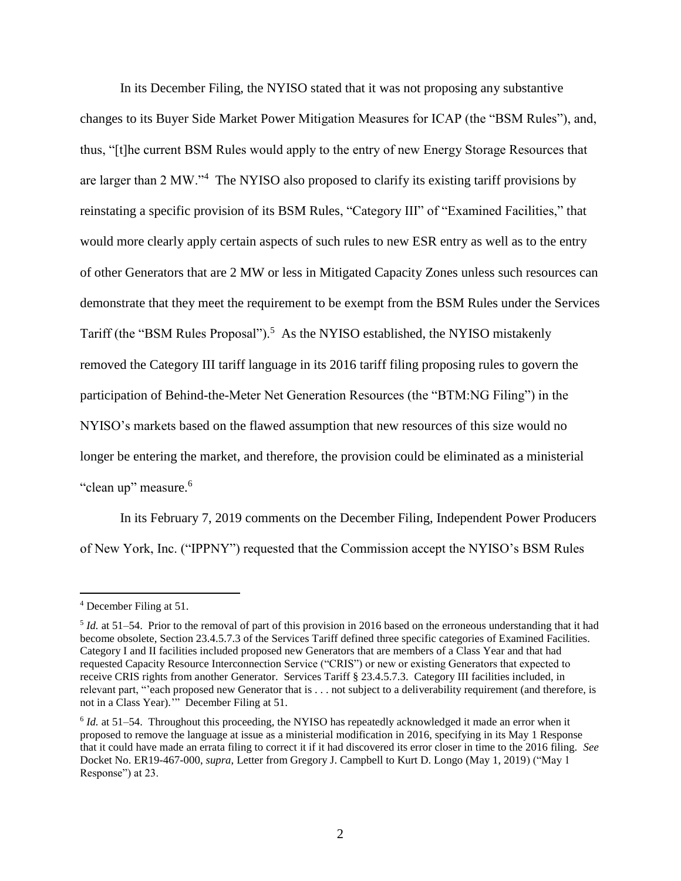In its December Filing, the NYISO stated that it was not proposing any substantive changes to its Buyer Side Market Power Mitigation Measures for ICAP (the "BSM Rules"), and, thus, "[t]he current BSM Rules would apply to the entry of new Energy Storage Resources that are larger than 2 MW."[4] The NYISO also proposed to clarify its existing tariff provisions by reinstating a specific provision of its BSM Rules, "Category III" of "Examined Facilities," that would more clearly apply certain aspects of such rules to new ESR entry as well as to the entry of other Generators that are 2 MW or less in Mitigated Capacity Zones unless such resources can demonstrate that they meet the requirement to be exempt from the BSM Rules under the Services Tariff (the "BSM Rules Proposal").[5] As the NYISO established, the NYISO mistakenly removed the Category III tariff language in its 2016 tariff filing proposing rules to govern the participation of Behind-the-Meter Net Generation Resources (the "BTM:NG Filing") in the NYISO's markets based on the flawed assumption that new resources of this size would no longer be entering the market, and therefore, the provision could be eliminated as a ministerial "clean up" measure.[6]

In its February 7, 2019 comments on the December Filing, Independent Power Producers of New York, Inc. ("IPPNY") requested that the Commission accept the NYISO's BSM Rules

---

[4] December Filing at 51.

[5] *Id.* at 51–54. Prior to the removal of part of this provision in 2016 based on the erroneous understanding that it had become obsolete, Section 23.4.5.7.3 of the Services Tariff defined three specific categories of Examined Facilities. Category I and II facilities included proposed new Generators that are members of a Class Year and that had requested Capacity Resource Interconnection Service ("CRIS") or new or existing Generators that expected to receive CRIS rights from another Generator. Services Tariff § 23.4.5.7.3. Category III facilities included, in relevant part, "'each proposed new Generator that is . . . not subject to a deliverability requirement (and therefore, is not in a Class Year).'" December Filing at 51.

[6] *Id.* at 51–54. Throughout this proceeding, the NYISO has repeatedly acknowledged it made an error when it proposed to remove the language at issue as a ministerial modification in 2016, specifying in its May 1 Response that it could have made an errata filing to correct it if it had discovered its error closer in time to the 2016 filing. *See* Docket No. ER19-467-000, *supra*, Letter from Gregory J. Campbell to Kurt D. Longo (May 1, 2019) ("May 1 Response") at 23.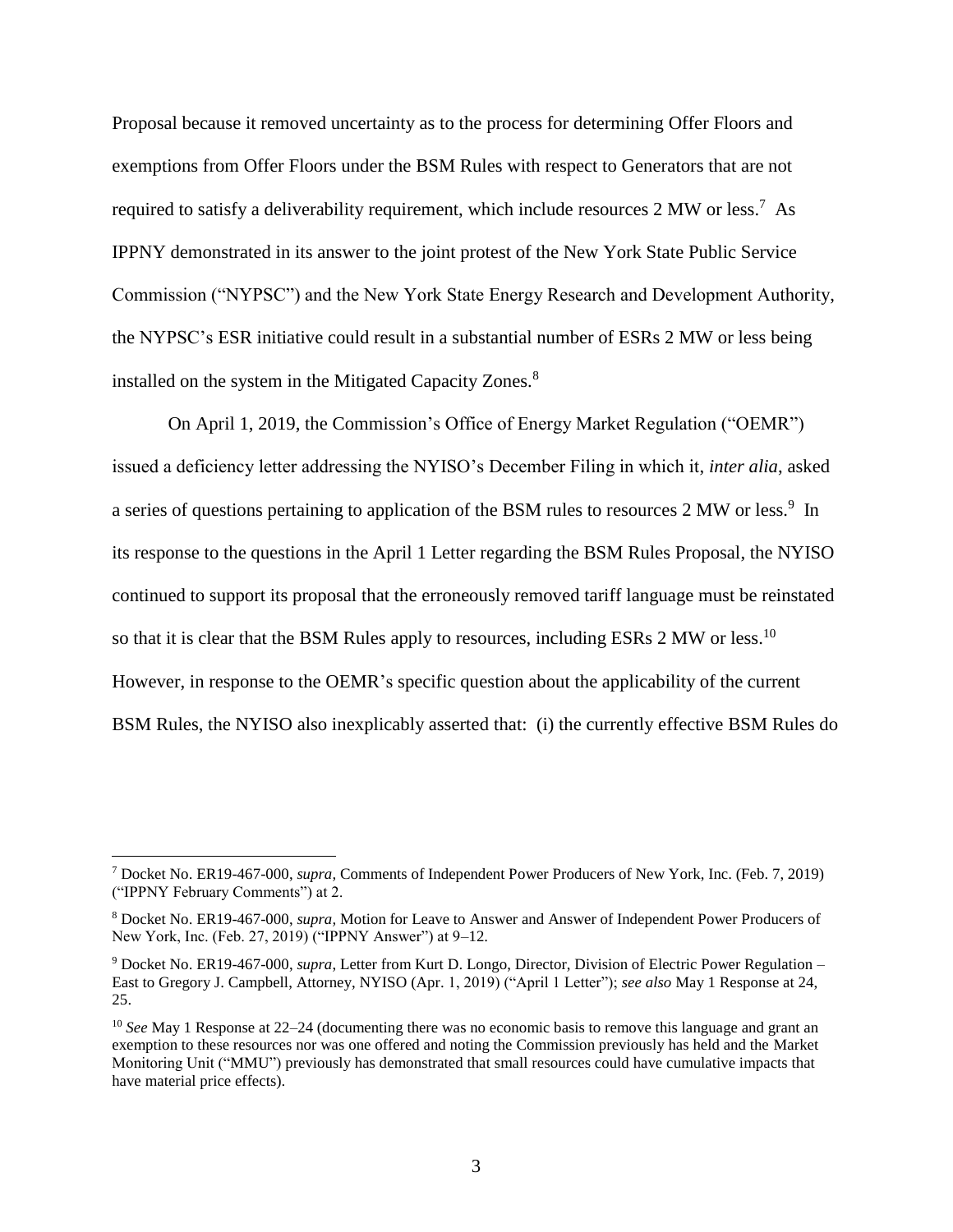Proposal because it removed uncertainty as to the process for determining Offer Floors and exemptions from Offer Floors under the BSM Rules with respect to Generators that are not required to satisfy a deliverability requirement, which include resources 2 MW or less.[7] As IPPNY demonstrated in its answer to the joint protest of the New York State Public Service Commission ("NYPSC") and the New York State Energy Research and Development Authority, the NYPSC's ESR initiative could result in a substantial number of ESRs 2 MW or less being installed on the system in the Mitigated Capacity Zones.[8]

On April 1, 2019, the Commission's Office of Energy Market Regulation ("OEMR") issued a deficiency letter addressing the NYISO's December Filing in which it, *inter alia*, asked a series of questions pertaining to application of the BSM rules to resources 2 MW or less.[9] In its response to the questions in the April 1 Letter regarding the BSM Rules Proposal, the NYISO continued to support its proposal that the erroneously removed tariff language must be reinstated so that it is clear that the BSM Rules apply to resources, including ESRs 2 MW or less.[10] However, in response to the OEMR's specific question about the applicability of the current BSM Rules, the NYISO also inexplicably asserted that: (i) the currently effective BSM Rules do

---

[7] Docket No. ER19-467-000, *supra*, Comments of Independent Power Producers of New York, Inc. (Feb. 7, 2019) ("IPPNY February Comments") at 2.

[8] Docket No. ER19-467-000, *supra*, Motion for Leave to Answer and Answer of Independent Power Producers of New York, Inc. (Feb. 27, 2019) ("IPPNY Answer") at 9–12.

[9] Docket No. ER19-467-000, *supra*, Letter from Kurt D. Longo, Director, Division of Electric Power Regulation – East to Gregory J. Campbell, Attorney, NYISO (Apr. 1, 2019) ("April 1 Letter"); *see also* May 1 Response at 24, 25.

[10] *See* May 1 Response at 22–24 (documenting there was no economic basis to remove this language and grant an exemption to these resources nor was one offered and noting the Commission previously has held and the Market Monitoring Unit ("MMU") previously has demonstrated that small resources could have cumulative impacts that have material price effects).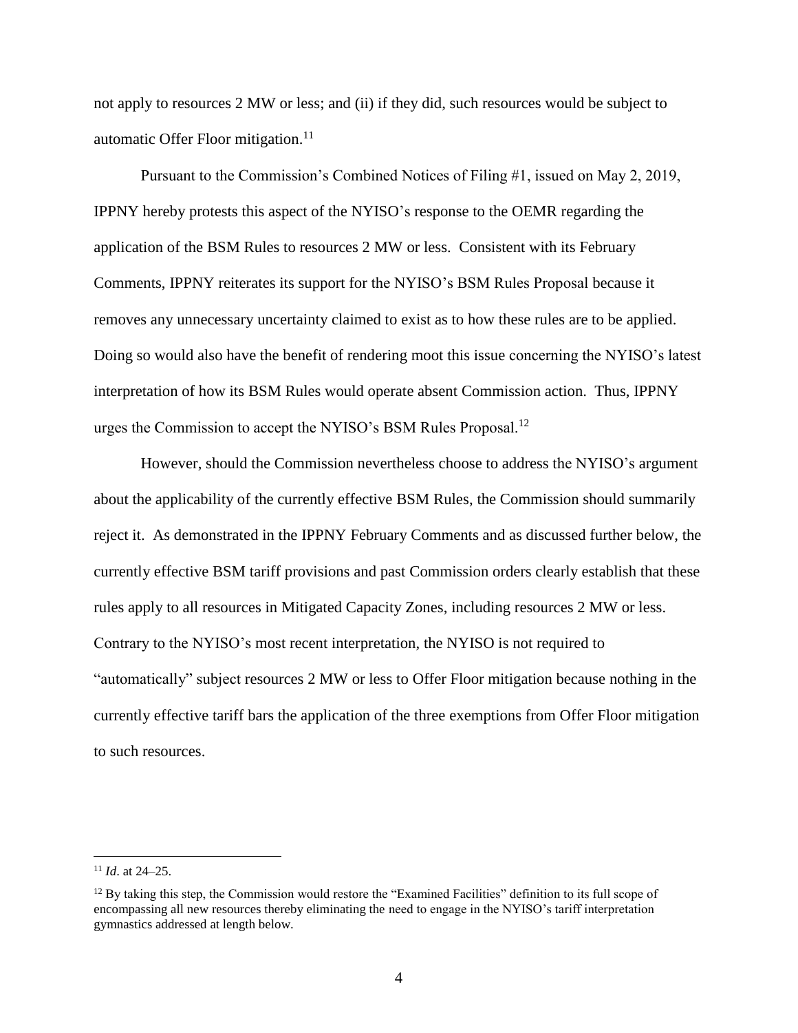not apply to resources 2 MW or less; and (ii) if they did, such resources would be subject to automatic Offer Floor mitigation.[11]

Pursuant to the Commission's Combined Notices of Filing #1, issued on May 2, 2019, IPPNY hereby protests this aspect of the NYISO's response to the OEMR regarding the application of the BSM Rules to resources 2 MW or less. Consistent with its February Comments, IPPNY reiterates its support for the NYISO's BSM Rules Proposal because it removes any unnecessary uncertainty claimed to exist as to how these rules are to be applied. Doing so would also have the benefit of rendering moot this issue concerning the NYISO's latest interpretation of how its BSM Rules would operate absent Commission action. Thus, IPPNY urges the Commission to accept the NYISO's BSM Rules Proposal.[12]

However, should the Commission nevertheless choose to address the NYISO's argument about the applicability of the currently effective BSM Rules, the Commission should summarily reject it. As demonstrated in the IPPNY February Comments and as discussed further below, the currently effective BSM tariff provisions and past Commission orders clearly establish that these rules apply to all resources in Mitigated Capacity Zones, including resources 2 MW or less. Contrary to the NYISO's most recent interpretation, the NYISO is not required to "automatically" subject resources 2 MW or less to Offer Floor mitigation because nothing in the currently effective tariff bars the application of the three exemptions from Offer Floor mitigation to such resources.

---

[11] *Id*. at 24–25.

[12] By taking this step, the Commission would restore the "Examined Facilities" definition to its full scope of encompassing all new resources thereby eliminating the need to engage in the NYISO's tariff interpretation gymnastics addressed at length below.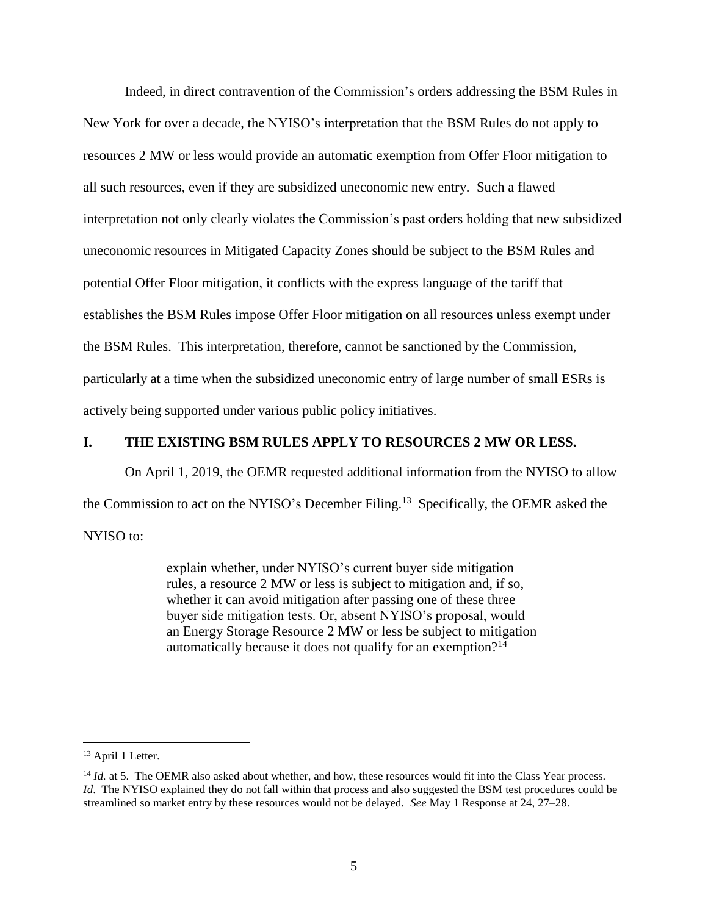Indeed, in direct contravention of the Commission's orders addressing the BSM Rules in New York for over a decade, the NYISO's interpretation that the BSM Rules do not apply to resources 2 MW or less would provide an automatic exemption from Offer Floor mitigation to all such resources, even if they are subsidized uneconomic new entry. Such a flawed interpretation not only clearly violates the Commission's past orders holding that new subsidized uneconomic resources in Mitigated Capacity Zones should be subject to the BSM Rules and potential Offer Floor mitigation, it conflicts with the express language of the tariff that establishes the BSM Rules impose Offer Floor mitigation on all resources unless exempt under the BSM Rules. This interpretation, therefore, cannot be sanctioned by the Commission, particularly at a time when the subsidized uneconomic entry of large number of small ESRs is actively being supported under various public policy initiatives.

## I. THE EXISTING BSM RULES APPLY TO RESOURCES 2 MW OR LESS.

On April 1, 2019, the OEMR requested additional information from the NYISO to allow the Commission to act on the NYISO's December Filing.[13] Specifically, the OEMR asked the NYISO to:

> explain whether, under NYISO's current buyer side mitigation rules, a resource 2 MW or less is subject to mitigation and, if so, whether it can avoid mitigation after passing one of these three buyer side mitigation tests. Or, absent NYISO's proposal, would an Energy Storage Resource 2 MW or less be subject to mitigation automatically because it does not qualify for an exemption?[14]

---

[13] April 1 Letter.

[14] *Id.* at 5. The OEMR also asked about whether, and how, these resources would fit into the Class Year process. *Id*. The NYISO explained they do not fall within that process and also suggested the BSM test procedures could be streamlined so market entry by these resources would not be delayed. *See* May 1 Response at 24, 27–28.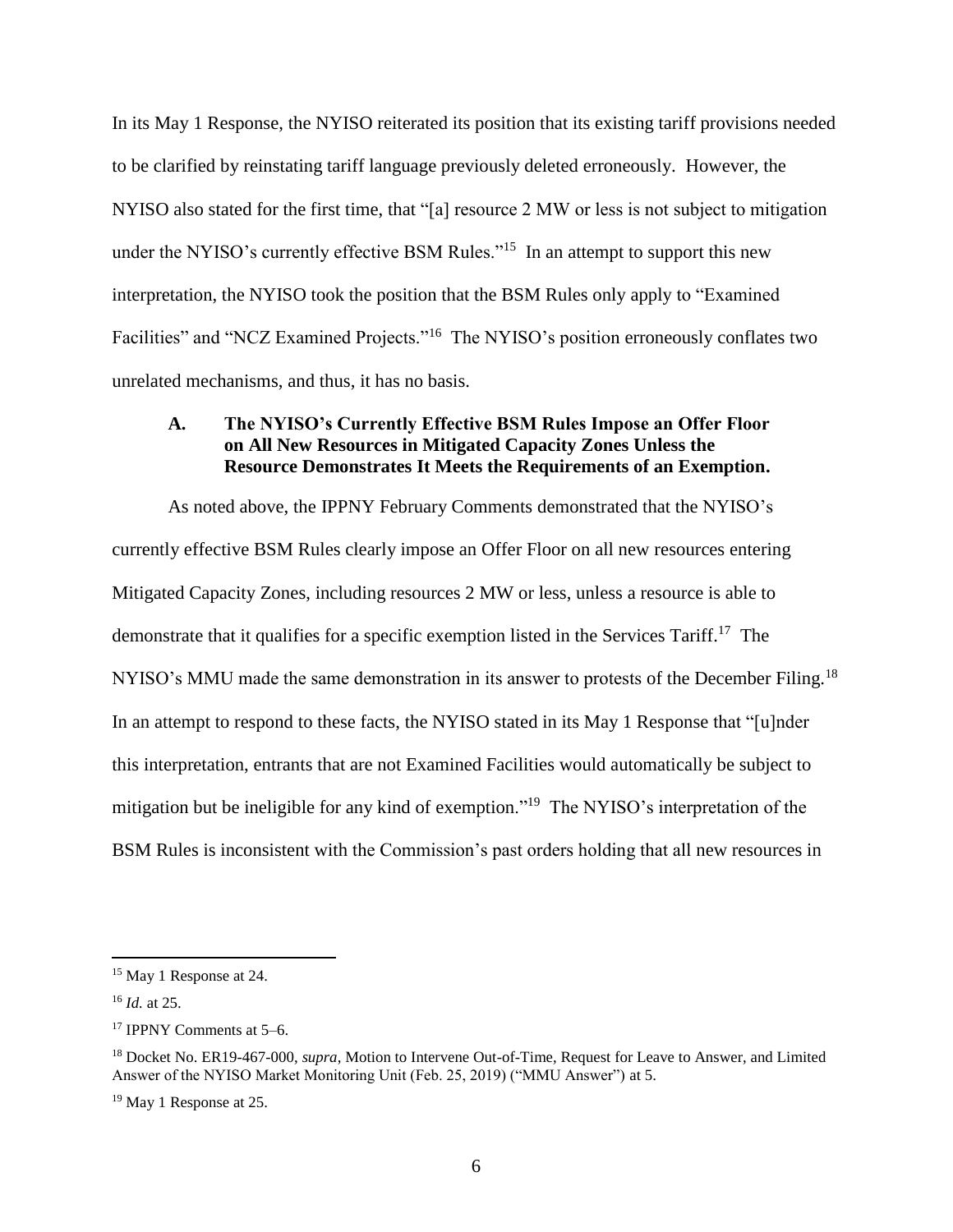In its May 1 Response, the NYISO reiterated its position that its existing tariff provisions needed to be clarified by reinstating tariff language previously deleted erroneously. However, the NYISO also stated for the first time, that "[a] resource 2 MW or less is not subject to mitigation under the NYISO's currently effective BSM Rules."[15] In an attempt to support this new interpretation, the NYISO took the position that the BSM Rules only apply to "Examined Facilities" and "NCZ Examined Projects."[16] The NYISO's position erroneously conflates two unrelated mechanisms, and thus, it has no basis.

### A. The NYISO's Currently Effective BSM Rules Impose an Offer Floor on All New Resources in Mitigated Capacity Zones Unless the Resource Demonstrates It Meets the Requirements of an Exemption.

As noted above, the IPPNY February Comments demonstrated that the NYISO's currently effective BSM Rules clearly impose an Offer Floor on all new resources entering Mitigated Capacity Zones, including resources 2 MW or less, unless a resource is able to demonstrate that it qualifies for a specific exemption listed in the Services Tariff.[17] The NYISO's MMU made the same demonstration in its answer to protests of the December Filing.[18] In an attempt to respond to these facts, the NYISO stated in its May 1 Response that "[u]nder this interpretation, entrants that are not Examined Facilities would automatically be subject to mitigation but be ineligible for any kind of exemption."[19] The NYISO's interpretation of the BSM Rules is inconsistent with the Commission's past orders holding that all new resources in

---

[15] May 1 Response at 24.

[16] *Id.* at 25.

[17] IPPNY Comments at 5–6.

[18] Docket No. ER19-467-000, *supra*, Motion to Intervene Out-of-Time, Request for Leave to Answer, and Limited Answer of the NYISO Market Monitoring Unit (Feb. 25, 2019) ("MMU Answer") at 5.

[19] May 1 Response at 25.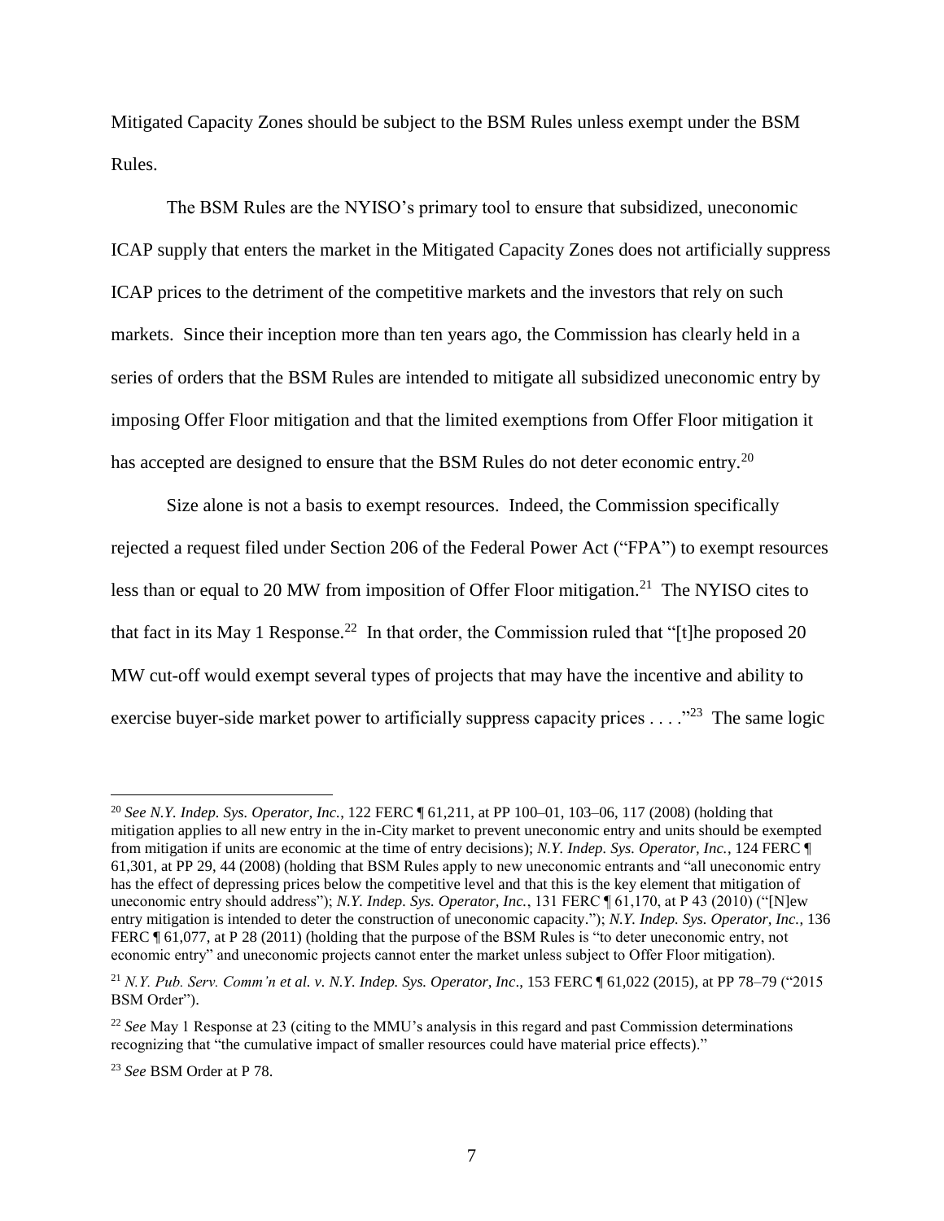Mitigated Capacity Zones should be subject to the BSM Rules unless exempt under the BSM Rules.

The BSM Rules are the NYISO's primary tool to ensure that subsidized, uneconomic ICAP supply that enters the market in the Mitigated Capacity Zones does not artificially suppress ICAP prices to the detriment of the competitive markets and the investors that rely on such markets. Since their inception more than ten years ago, the Commission has clearly held in a series of orders that the BSM Rules are intended to mitigate all subsidized uneconomic entry by imposing Offer Floor mitigation and that the limited exemptions from Offer Floor mitigation it has accepted are designed to ensure that the BSM Rules do not deter economic entry.[20]

Size alone is not a basis to exempt resources. Indeed, the Commission specifically rejected a request filed under Section 206 of the Federal Power Act ("FPA") to exempt resources less than or equal to 20 MW from imposition of Offer Floor mitigation.[21] The NYISO cites to that fact in its May 1 Response.[22] In that order, the Commission ruled that "[t]he proposed 20 MW cut-off would exempt several types of projects that may have the incentive and ability to exercise buyer-side market power to artificially suppress capacity prices . . . ."[23] The same logic

---

[20] *See N.Y. Indep. Sys. Operator, Inc.*, 122 FERC ¶ 61,211, at PP 100–01, 103–06, 117 (2008) (holding that mitigation applies to all new entry in the in-City market to prevent uneconomic entry and units should be exempted from mitigation if units are economic at the time of entry decisions); *N.Y. Indep. Sys. Operator, Inc.*, 124 FERC ¶ 61,301, at PP 29, 44 (2008) (holding that BSM Rules apply to new uneconomic entrants and "all uneconomic entry has the effect of depressing prices below the competitive level and that this is the key element that mitigation of uneconomic entry should address"); *N.Y. Indep. Sys. Operator, Inc.*, 131 FERC ¶ 61,170, at P 43 (2010) ("[N]ew entry mitigation is intended to deter the construction of uneconomic capacity."); *N.Y. Indep. Sys. Operator, Inc.*, 136 FERC ¶ 61,077, at P 28 (2011) (holding that the purpose of the BSM Rules is "to deter uneconomic entry, not economic entry" and uneconomic projects cannot enter the market unless subject to Offer Floor mitigation).

[21] *N.Y. Pub. Serv. Comm'n et al. v. N.Y. Indep. Sys. Operator, Inc*., 153 FERC ¶ 61,022 (2015), at PP 78–79 ("2015 BSM Order").

[22] *See* May 1 Response at 23 (citing to the MMU's analysis in this regard and past Commission determinations recognizing that "the cumulative impact of smaller resources could have material price effects)."

[23] *See* BSM Order at P 78.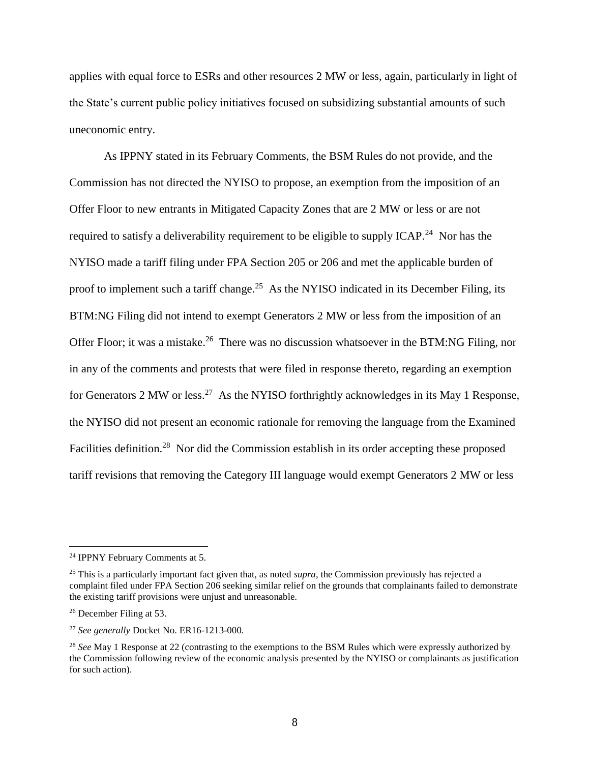applies with equal force to ESRs and other resources 2 MW or less, again, particularly in light of the State's current public policy initiatives focused on subsidizing substantial amounts of such uneconomic entry.

As IPPNY stated in its February Comments, the BSM Rules do not provide, and the Commission has not directed the NYISO to propose, an exemption from the imposition of an Offer Floor to new entrants in Mitigated Capacity Zones that are 2 MW or less or are not required to satisfy a deliverability requirement to be eligible to supply ICAP.[24] Nor has the NYISO made a tariff filing under FPA Section 205 or 206 and met the applicable burden of proof to implement such a tariff change.[25] As the NYISO indicated in its December Filing, its BTM:NG Filing did not intend to exempt Generators 2 MW or less from the imposition of an Offer Floor; it was a mistake.[26] There was no discussion whatsoever in the BTM:NG Filing, nor in any of the comments and protests that were filed in response thereto, regarding an exemption for Generators 2 MW or less.[27] As the NYISO forthrightly acknowledges in its May 1 Response, the NYISO did not present an economic rationale for removing the language from the Examined Facilities definition.[28] Nor did the Commission establish in its order accepting these proposed tariff revisions that removing the Category III language would exempt Generators 2 MW or less

---

[24] IPPNY February Comments at 5.

[25] This is a particularly important fact given that, as noted *supra*, the Commission previously has rejected a complaint filed under FPA Section 206 seeking similar relief on the grounds that complainants failed to demonstrate the existing tariff provisions were unjust and unreasonable.

[26] December Filing at 53.

[27] *See generally* Docket No. ER16-1213-000.

[28] *See* May 1 Response at 22 (contrasting to the exemptions to the BSM Rules which were expressly authorized by the Commission following review of the economic analysis presented by the NYISO or complainants as justification for such action).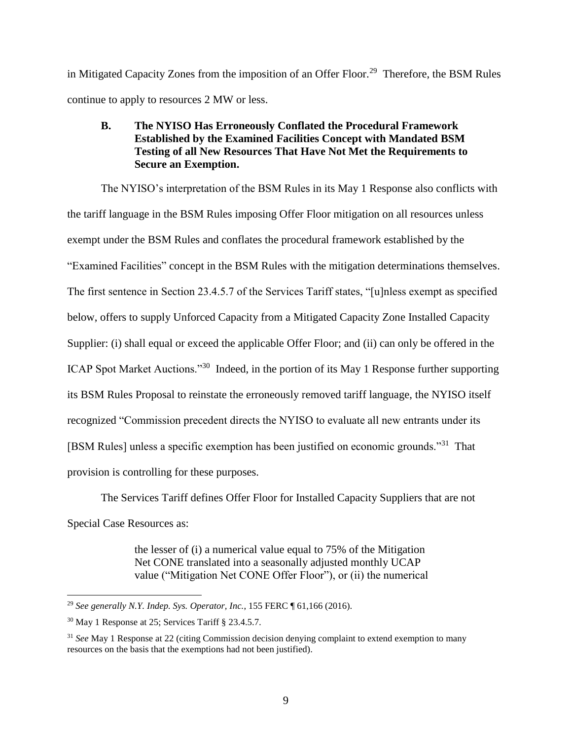in Mitigated Capacity Zones from the imposition of an Offer Floor.[29] Therefore, the BSM Rules continue to apply to resources 2 MW or less.

### B. The NYISO Has Erroneously Conflated the Procedural Framework Established by the Examined Facilities Concept with Mandated BSM Testing of all New Resources That Have Not Met the Requirements to Secure an Exemption.

The NYISO's interpretation of the BSM Rules in its May 1 Response also conflicts with the tariff language in the BSM Rules imposing Offer Floor mitigation on all resources unless exempt under the BSM Rules and conflates the procedural framework established by the "Examined Facilities" concept in the BSM Rules with the mitigation determinations themselves. The first sentence in Section 23.4.5.7 of the Services Tariff states, "[u]nless exempt as specified below, offers to supply Unforced Capacity from a Mitigated Capacity Zone Installed Capacity Supplier: (i) shall equal or exceed the applicable Offer Floor; and (ii) can only be offered in the ICAP Spot Market Auctions."[30] Indeed, in the portion of its May 1 Response further supporting its BSM Rules Proposal to reinstate the erroneously removed tariff language, the NYISO itself recognized "Commission precedent directs the NYISO to evaluate all new entrants under its [BSM Rules] unless a specific exemption has been justified on economic grounds."[31] That provision is controlling for these purposes.

The Services Tariff defines Offer Floor for Installed Capacity Suppliers that are not Special Case Resources as:

> the lesser of (i) a numerical value equal to 75% of the Mitigation Net CONE translated into a seasonally adjusted monthly UCAP value ("Mitigation Net CONE Offer Floor"), or (ii) the numerical

---

[29] *See generally N.Y. Indep. Sys. Operator, Inc.*, 155 FERC ¶ 61,166 (2016).

[30] May 1 Response at 25; Services Tariff § 23.4.5.7.

[31] *See* May 1 Response at 22 (citing Commission decision denying complaint to extend exemption to many resources on the basis that the exemptions had not been justified).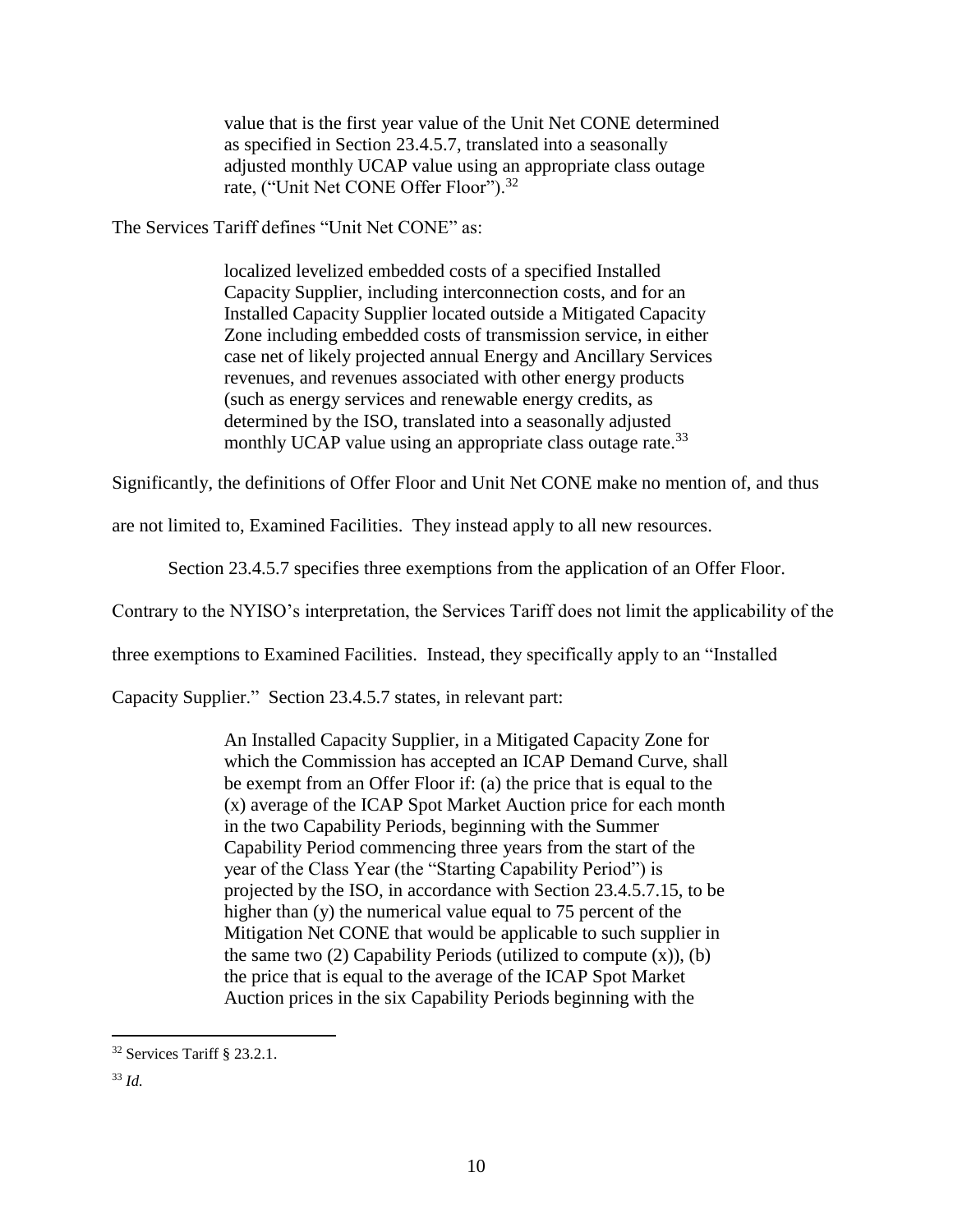> value that is the first year value of the Unit Net CONE determined as specified in Section 23.4.5.7, translated into a seasonally adjusted monthly UCAP value using an appropriate class outage rate, ("Unit Net CONE Offer Floor").[32]

The Services Tariff defines "Unit Net CONE" as:

> localized levelized embedded costs of a specified Installed Capacity Supplier, including interconnection costs, and for an Installed Capacity Supplier located outside a Mitigated Capacity Zone including embedded costs of transmission service, in either case net of likely projected annual Energy and Ancillary Services revenues, and revenues associated with other energy products (such as energy services and renewable energy credits, as determined by the ISO, translated into a seasonally adjusted monthly UCAP value using an appropriate class outage rate.[33]

Significantly, the definitions of Offer Floor and Unit Net CONE make no mention of, and thus are not limited to, Examined Facilities. They instead apply to all new resources.

Section 23.4.5.7 specifies three exemptions from the application of an Offer Floor. Contrary to the NYISO's interpretation, the Services Tariff does not limit the applicability of the three exemptions to Examined Facilities. Instead, they specifically apply to an "Installed Capacity Supplier." Section 23.4.5.7 states, in relevant part:

> An Installed Capacity Supplier, in a Mitigated Capacity Zone for which the Commission has accepted an ICAP Demand Curve, shall be exempt from an Offer Floor if: (a) the price that is equal to the (x) average of the ICAP Spot Market Auction price for each month in the two Capability Periods, beginning with the Summer Capability Period commencing three years from the start of the year of the Class Year (the "Starting Capability Period") is projected by the ISO, in accordance with Section 23.4.5.7.15, to be higher than (y) the numerical value equal to 75 percent of the Mitigation Net CONE that would be applicable to such supplier in the same two (2) Capability Periods (utilized to compute (x)), (b) the price that is equal to the average of the ICAP Spot Market Auction prices in the six Capability Periods beginning with the

---

[32] Services Tariff § 23.2.1.

[33] *Id.*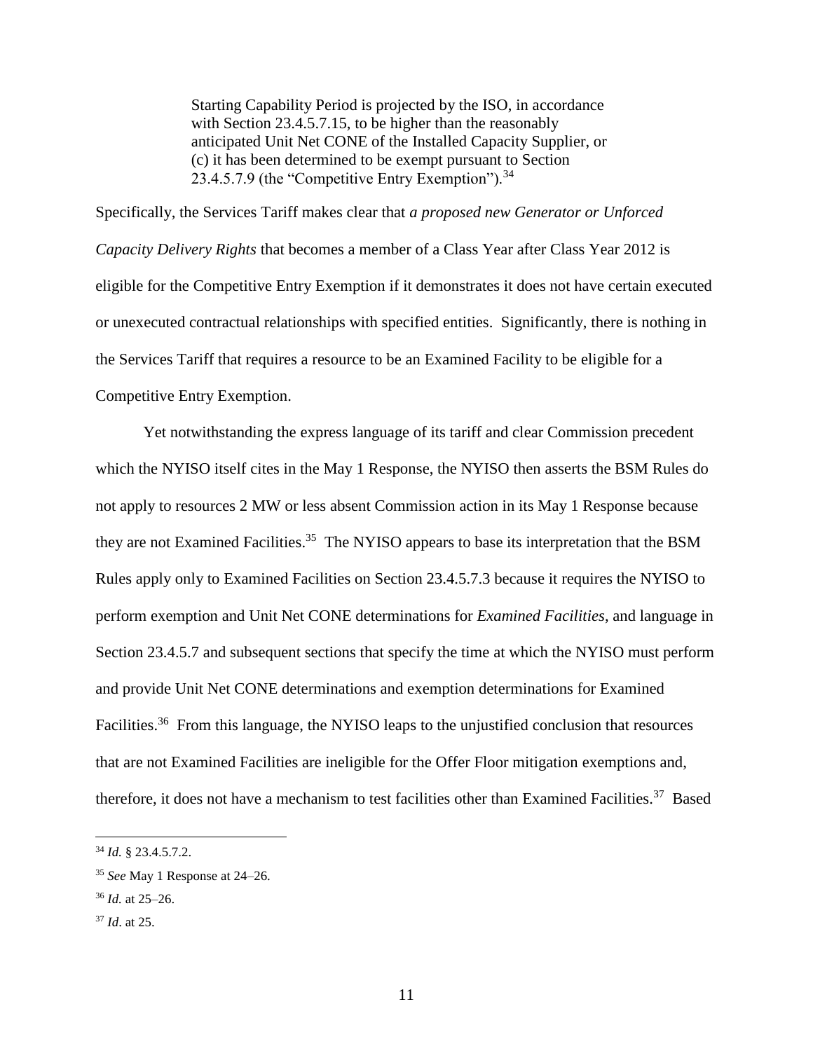> Starting Capability Period is projected by the ISO, in accordance with Section 23.4.5.7.15, to be higher than the reasonably anticipated Unit Net CONE of the Installed Capacity Supplier, or (c) it has been determined to be exempt pursuant to Section 23.4.5.7.9 (the "Competitive Entry Exemption").[34]

Specifically, the Services Tariff makes clear that *a proposed new Generator or Unforced Capacity Delivery Rights* that becomes a member of a Class Year after Class Year 2012 is eligible for the Competitive Entry Exemption if it demonstrates it does not have certain executed or unexecuted contractual relationships with specified entities. Significantly, there is nothing in the Services Tariff that requires a resource to be an Examined Facility to be eligible for a Competitive Entry Exemption.

Yet notwithstanding the express language of its tariff and clear Commission precedent which the NYISO itself cites in the May 1 Response, the NYISO then asserts the BSM Rules do not apply to resources 2 MW or less absent Commission action in its May 1 Response because they are not Examined Facilities.[35] The NYISO appears to base its interpretation that the BSM Rules apply only to Examined Facilities on Section 23.4.5.7.3 because it requires the NYISO to perform exemption and Unit Net CONE determinations for *Examined Facilities*, and language in Section 23.4.5.7 and subsequent sections that specify the time at which the NYISO must perform and provide Unit Net CONE determinations and exemption determinations for Examined Facilities.[36] From this language, the NYISO leaps to the unjustified conclusion that resources that are not Examined Facilities are ineligible for the Offer Floor mitigation exemptions and, therefore, it does not have a mechanism to test facilities other than Examined Facilities.[37] Based

---

[34] *Id.* § 23.4.5.7.2.

[35] *See* May 1 Response at 24–26.

[36] *Id.* at 25–26.

[37] *Id*. at 25.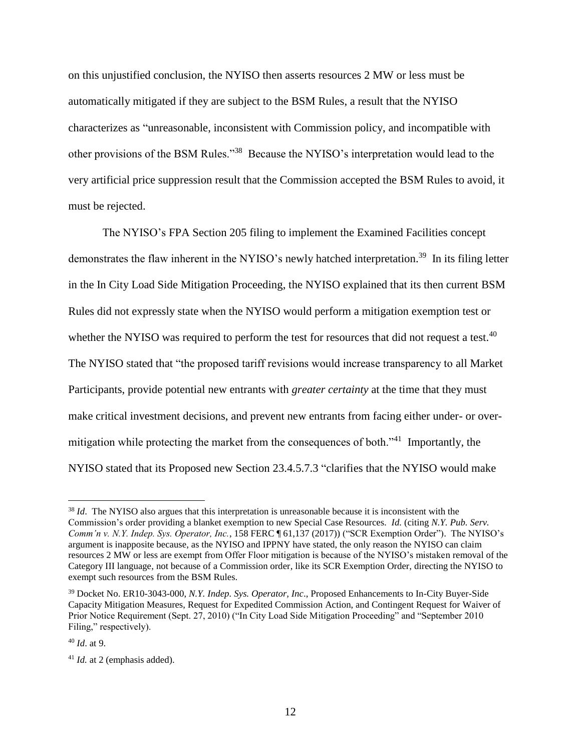on this unjustified conclusion, the NYISO then asserts resources 2 MW or less must be automatically mitigated if they are subject to the BSM Rules, a result that the NYISO characterizes as "unreasonable, inconsistent with Commission policy, and incompatible with other provisions of the BSM Rules."[38] Because the NYISO's interpretation would lead to the very artificial price suppression result that the Commission accepted the BSM Rules to avoid, it must be rejected.

The NYISO's FPA Section 205 filing to implement the Examined Facilities concept demonstrates the flaw inherent in the NYISO's newly hatched interpretation.[39] In its filing letter in the In City Load Side Mitigation Proceeding, the NYISO explained that its then current BSM Rules did not expressly state when the NYISO would perform a mitigation exemption test or whether the NYISO was required to perform the test for resources that did not request a test.[40] The NYISO stated that "the proposed tariff revisions would increase transparency to all Market Participants, provide potential new entrants with *greater certainty* at the time that they must make critical investment decisions, and prevent new entrants from facing either under- or over-mitigation while protecting the market from the consequences of both."[41] Importantly, the NYISO stated that its Proposed new Section 23.4.5.7.3 "clarifies that the NYISO would make

---

[38] *Id*. The NYISO also argues that this interpretation is unreasonable because it is inconsistent with the Commission's order providing a blanket exemption to new Special Case Resources. *Id.* (citing *N.Y. Pub. Serv. Comm'n v. N.Y. Indep. Sys. Operator, Inc.*, 158 FERC ¶ 61,137 (2017)) ("SCR Exemption Order"). The NYISO's argument is inapposite because, as the NYISO and IPPNY have stated, the only reason the NYISO can claim resources 2 MW or less are exempt from Offer Floor mitigation is because of the NYISO's mistaken removal of the Category III language, not because of a Commission order, like its SCR Exemption Order, directing the NYISO to exempt such resources from the BSM Rules.

[39] Docket No. ER10-3043-000, *N.Y. Indep. Sys. Operator, Inc*., Proposed Enhancements to In-City Buyer-Side Capacity Mitigation Measures, Request for Expedited Commission Action, and Contingent Request for Waiver of Prior Notice Requirement (Sept. 27, 2010) ("In City Load Side Mitigation Proceeding" and "September 2010 Filing," respectively).

[40] *Id*. at 9.

[41] *Id.* at 2 (emphasis added).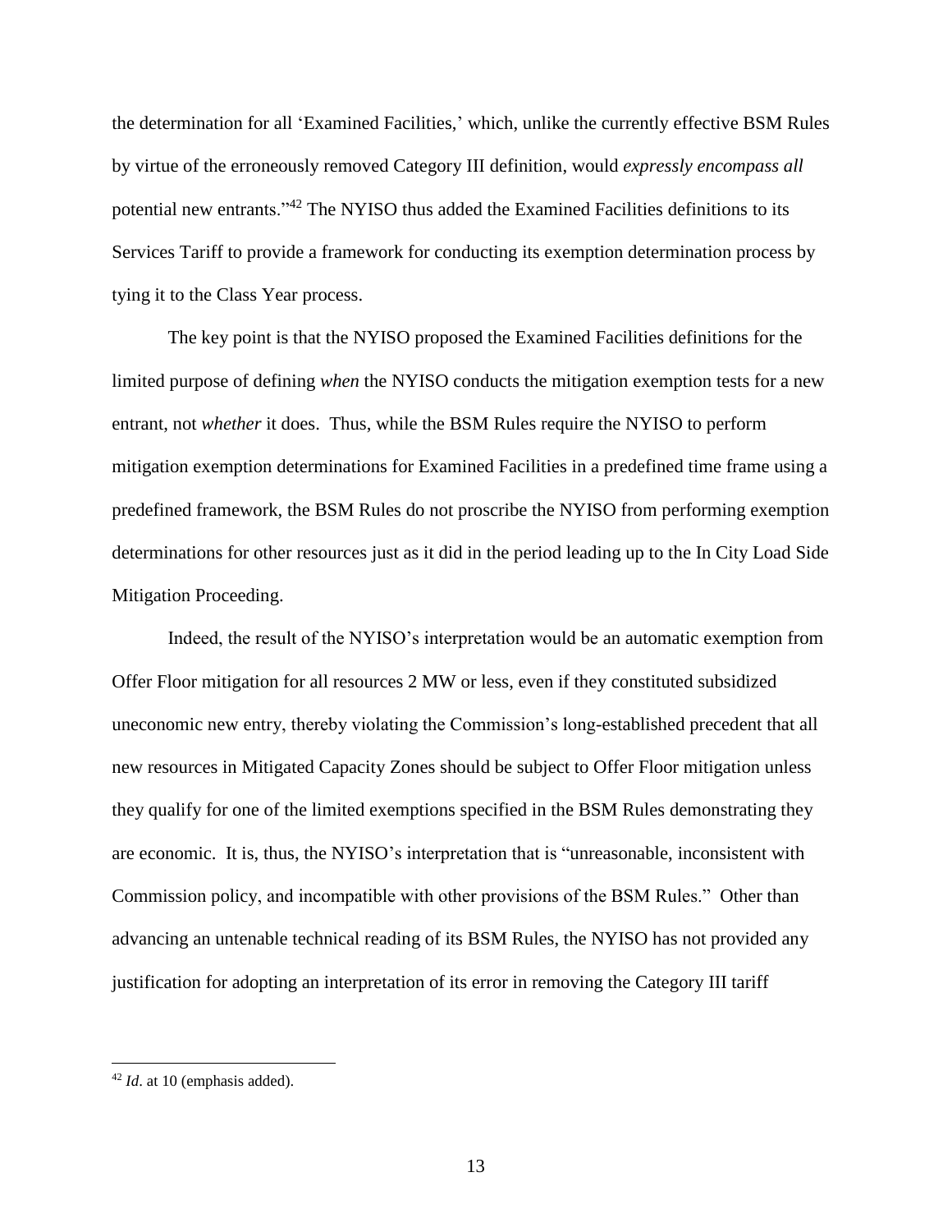the determination for all 'Examined Facilities,' which, unlike the currently effective BSM Rules by virtue of the erroneously removed Category III definition, would *expressly encompass all* potential new entrants."[42] The NYISO thus added the Examined Facilities definitions to its Services Tariff to provide a framework for conducting its exemption determination process by tying it to the Class Year process.

The key point is that the NYISO proposed the Examined Facilities definitions for the limited purpose of defining *when* the NYISO conducts the mitigation exemption tests for a new entrant, not *whether* it does. Thus, while the BSM Rules require the NYISO to perform mitigation exemption determinations for Examined Facilities in a predefined time frame using a predefined framework, the BSM Rules do not proscribe the NYISO from performing exemption determinations for other resources just as it did in the period leading up to the In City Load Side Mitigation Proceeding.

Indeed, the result of the NYISO's interpretation would be an automatic exemption from Offer Floor mitigation for all resources 2 MW or less, even if they constituted subsidized uneconomic new entry, thereby violating the Commission's long-established precedent that all new resources in Mitigated Capacity Zones should be subject to Offer Floor mitigation unless they qualify for one of the limited exemptions specified in the BSM Rules demonstrating they are economic. It is, thus, the NYISO's interpretation that is "unreasonable, inconsistent with Commission policy, and incompatible with other provisions of the BSM Rules." Other than advancing an untenable technical reading of its BSM Rules, the NYISO has not provided any justification for adopting an interpretation of its error in removing the Category III tariff

---

[42] *Id*. at 10 (emphasis added).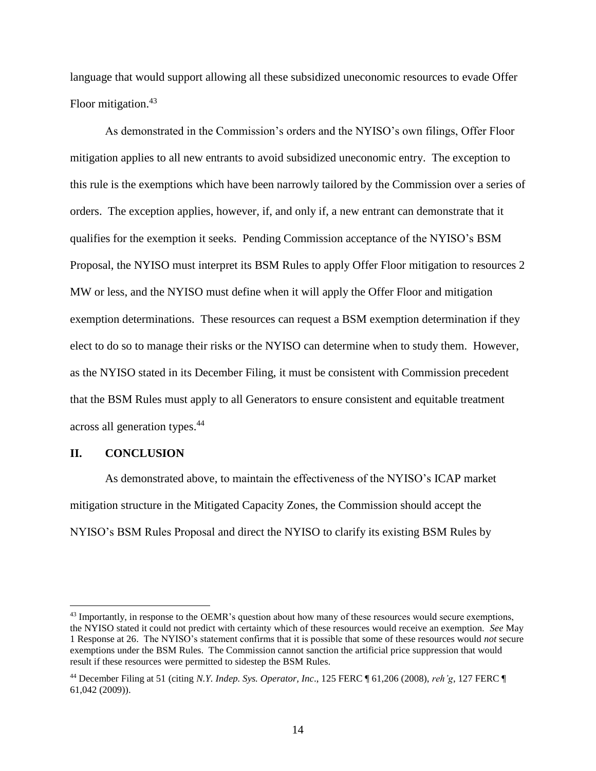language that would support allowing all these subsidized uneconomic resources to evade Offer Floor mitigation.[43]

As demonstrated in the Commission's orders and the NYISO's own filings, Offer Floor mitigation applies to all new entrants to avoid subsidized uneconomic entry. The exception to this rule is the exemptions which have been narrowly tailored by the Commission over a series of orders. The exception applies, however, if, and only if, a new entrant can demonstrate that it qualifies for the exemption it seeks. Pending Commission acceptance of the NYISO's BSM Proposal, the NYISO must interpret its BSM Rules to apply Offer Floor mitigation to resources 2 MW or less, and the NYISO must define when it will apply the Offer Floor and mitigation exemption determinations. These resources can request a BSM exemption determination if they elect to do so to manage their risks or the NYISO can determine when to study them. However, as the NYISO stated in its December Filing, it must be consistent with Commission precedent that the BSM Rules must apply to all Generators to ensure consistent and equitable treatment across all generation types.[44]

## II. CONCLUSION

As demonstrated above, to maintain the effectiveness of the NYISO's ICAP market mitigation structure in the Mitigated Capacity Zones, the Commission should accept the NYISO's BSM Rules Proposal and direct the NYISO to clarify its existing BSM Rules by

---

[43] Importantly, in response to the OEMR's question about how many of these resources would secure exemptions, the NYISO stated it could not predict with certainty which of these resources would receive an exemption. *See* May 1 Response at 26. The NYISO's statement confirms that it is possible that some of these resources would *not* secure exemptions under the BSM Rules. The Commission cannot sanction the artificial price suppression that would result if these resources were permitted to sidestep the BSM Rules.

[44] December Filing at 51 (citing *N.Y. Indep. Sys. Operator, Inc*., 125 FERC ¶ 61,206 (2008), *reh'g*, 127 FERC ¶ 61,042 (2009)).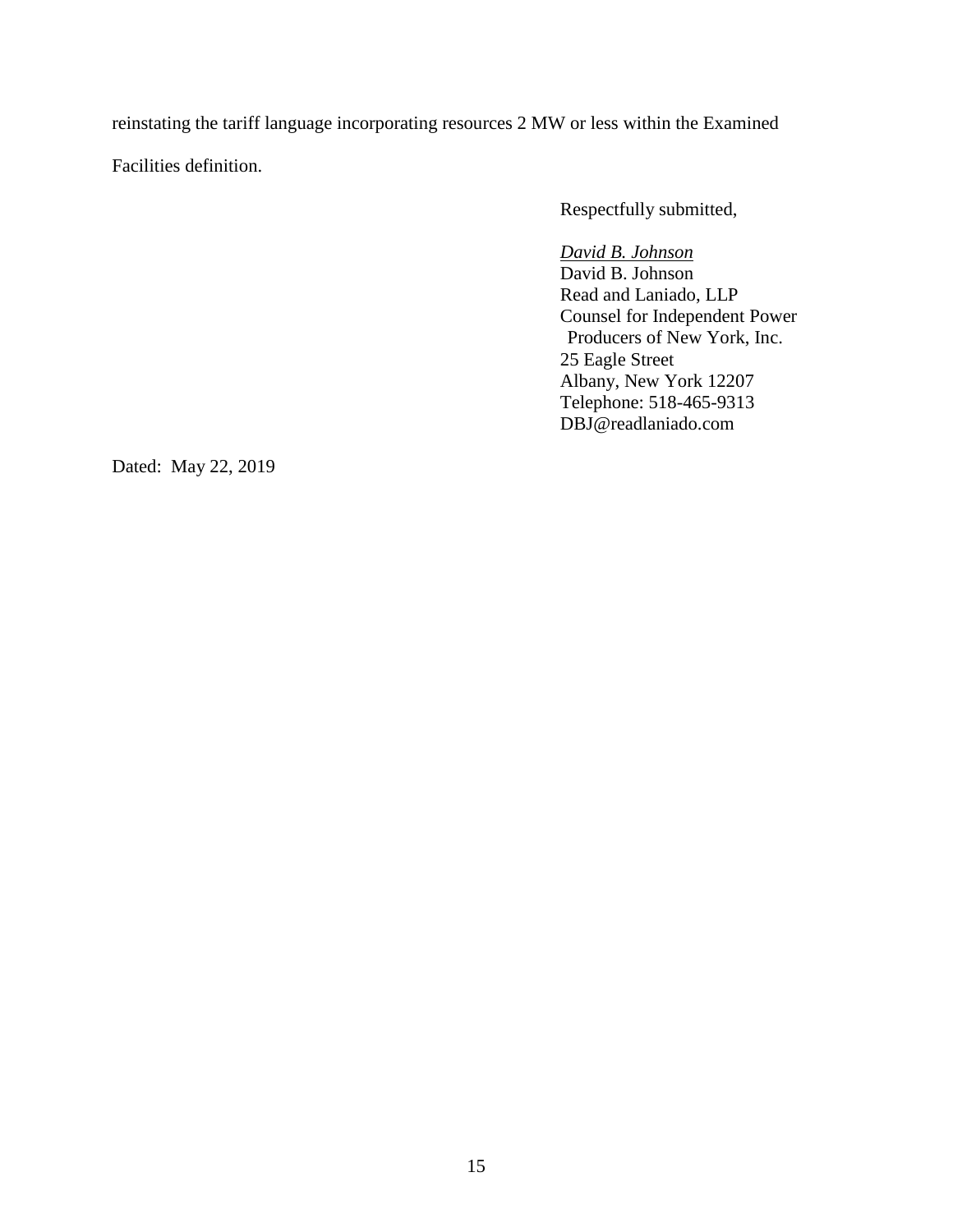reinstating the tariff language incorporating resources 2 MW or less within the Examined Facilities definition.

Respectfully submitted,

*David B. Johnson*
David B. Johnson
Read and Laniado, LLP
Counsel for Independent Power Producers of New York, Inc.
25 Eagle Street
Albany, New York 12207
Telephone: 518-465-9313
DBJ@readlaniado.com

Dated: May 22, 2019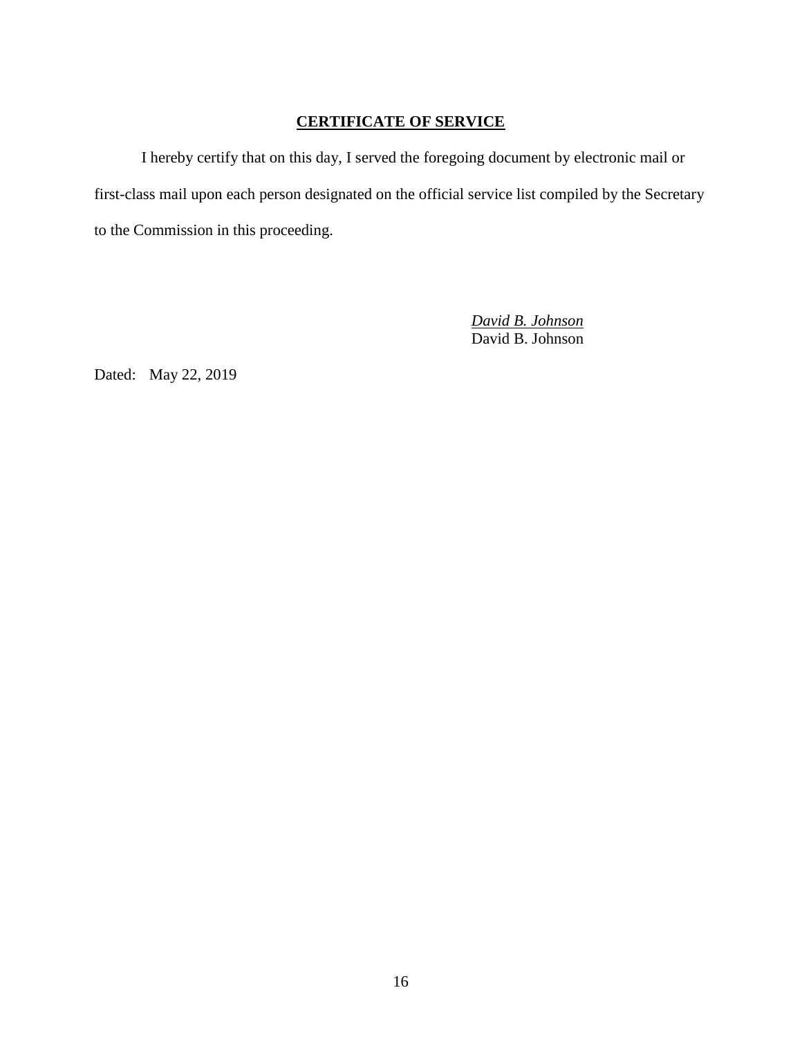**CERTIFICATE OF SERVICE**

I hereby certify that on this day, I served the foregoing document by electronic mail or first-class mail upon each person designated on the official service list compiled by the Secretary to the Commission in this proceeding.

*David B. Johnson*
David B. Johnson

Dated: May 22, 2019